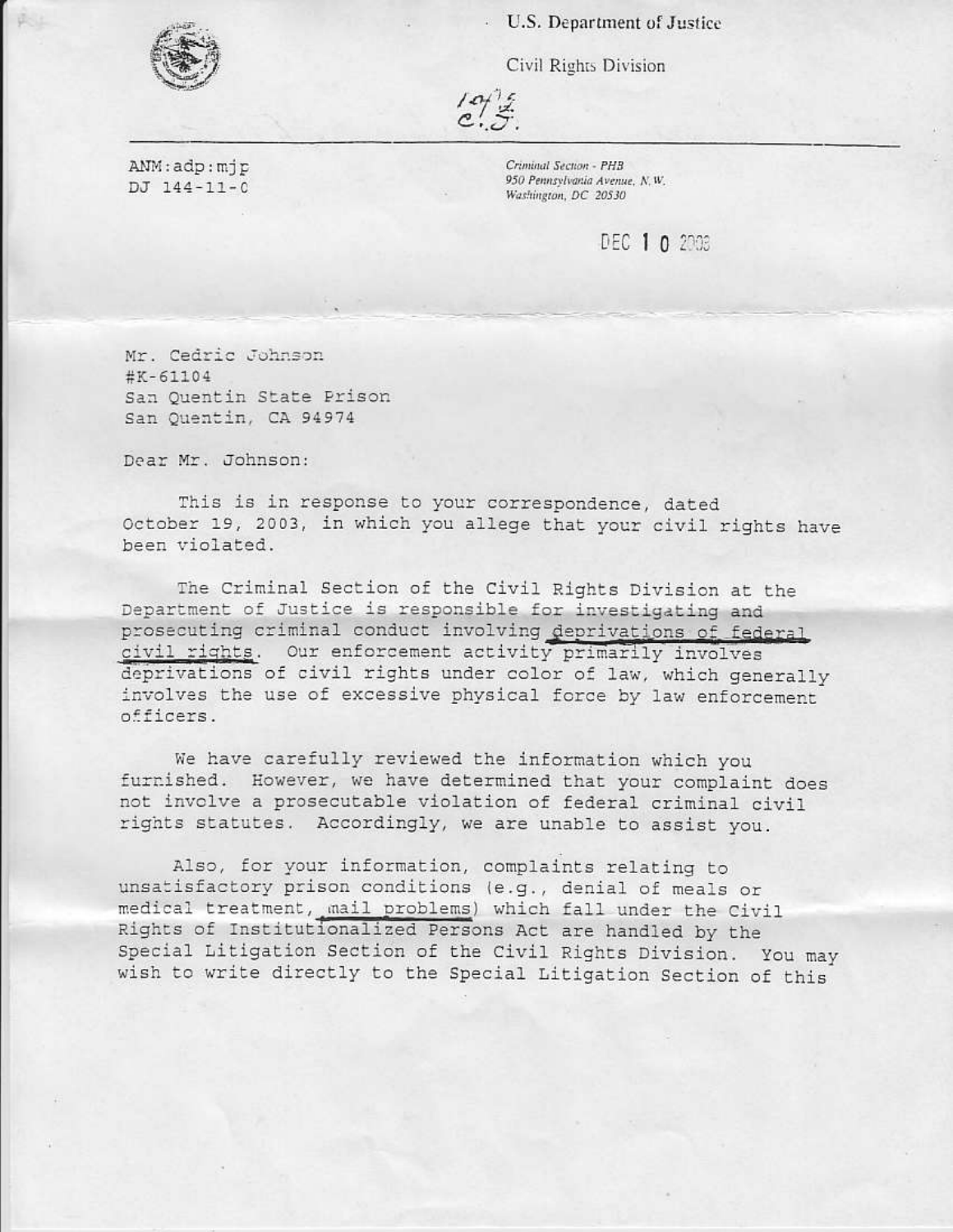U.S. Department of Justice

Civil Rights Division

ANM:adp:mjp
DJ 144-11-0

*Criminal Section - PHB*
*950 Pennsylvania Avenue, N.W.*
*Washington, DC 20530*

DEC 1 0 2003

Mr. Cedric Johnson
#K-61104
San Quentin State Prison
San Quentin, CA 94974

Dear Mr. Johnson:

This is in response to your correspondence, dated October 19, 2003, in which you allege that your civil rights have been violated.

The Criminal Section of the Civil Rights Division at the Department of Justice is responsible for investigating and prosecuting criminal conduct involving deprivations of federal civil rights. Our enforcement activity primarily involves deprivations of civil rights under color of law, which generally involves the use of excessive physical force by law enforcement officers.

We have carefully reviewed the information which you furnished. However, we have determined that your complaint does not involve a prosecutable violation of federal criminal civil rights statutes. Accordingly, we are unable to assist you.

Also, for your information, complaints relating to unsatisfactory prison conditions (e.g., denial of meals or medical treatment, mail problems) which fall under the Civil Rights of Institutionalized Persons Act are handled by the Special Litigation Section of the Civil Rights Division. You may wish to write directly to the Special Litigation Section of this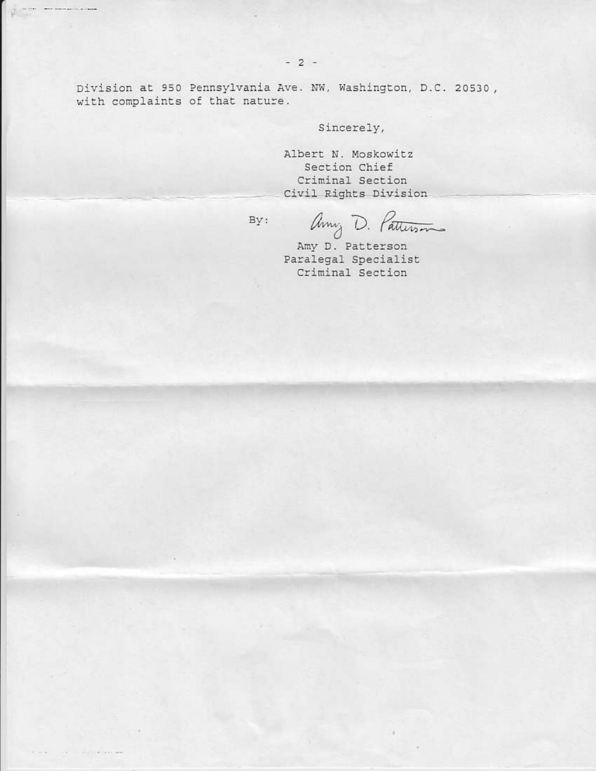Division at 950 Pennsylvania Ave. NW, Washington, D.C. 20530, with complaints of that nature.

Sincerely,

Albert N. Moskowitz
Section Chief
Criminal Section
Civil Rights Division

By: Amy D. Patterson

Amy D. Patterson
Paralegal Specialist
Criminal Section